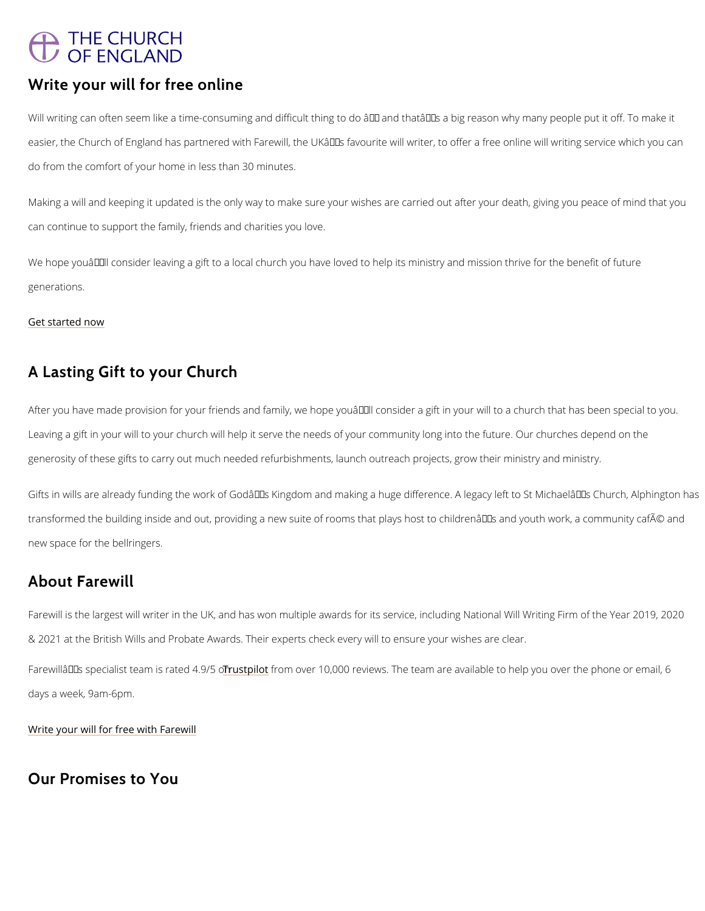THE CHURCH OF ENGLAND

## Write your will for free online

Will writing can often seem like a time-consuming and difficult thing to do â and thatâs a big reason why many people put it off. To make it easier, the Church of England has partnered with Farewill, the UKâs favourite will writer, to offer a free online will writing service which you can do from the comfort of your home in less than 30 minutes.

Making a will and keeping it updated is the only way to make sure your wishes are carried out after your death, giving you peace of mind that you can continue to support the family, friends and charities you love.

We hope youâll consider leaving a gift to a local church you have loved to help its ministry and mission thrive for the benefit of future generations.

Get started now

## A Lasting Gift to your Church

After you have made provision for your friends and family, we hope youâll consider a gift in your will to a church that has been special to you. Leaving a gift in your will to your church will help it serve the needs of your community long into the future. Our churches depend on the generosity of these gifts to carry out much needed refurbishments, launch outreach projects, grow their ministry and ministry.

Gifts in wills are already funding the work of Godâs Kingdom and making a huge difference. A legacy left to St Michaelâs Church, Alphington has transformed the building inside and out, providing a new suite of rooms that plays host to childrenâs and youth work, a community cafÃ© and new space for the bellringers.

## About Farewill

Farewill is the largest will writer in the UK, and has won multiple awards for its service, including National Will Writing Firm of the Year 2019, 2020 & 2021 at the British Wills and Probate Awards. Their experts check every will to ensure your wishes are clear.

Farewillâs specialist team is rated 4.9/5 on Trustpilot from over 10,000 reviews. The team are available to help you over the phone or email, 6 days a week, 9am-6pm.

Write your will for free with Farewill

## Our Promises to You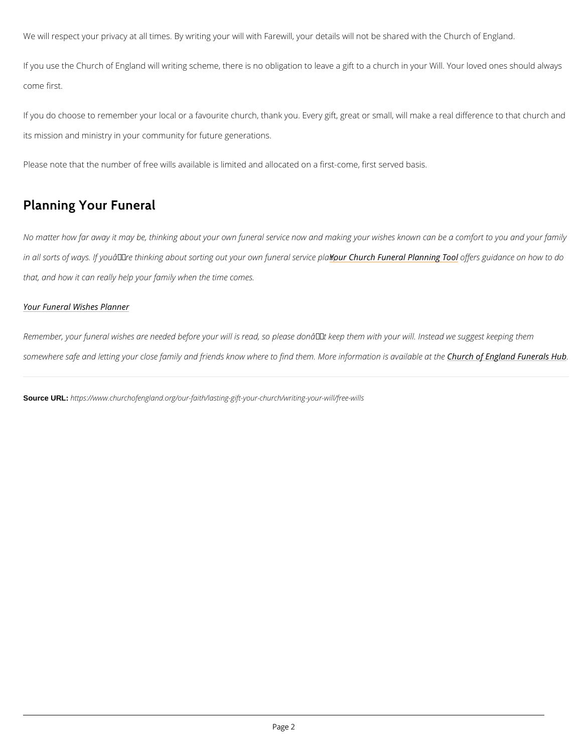We will respect your privacy at all times. By writing your will with Farewill, your details will not be shared with the Church of England.

If you use the Church of England will writing scheme, there is no obligation to leave a gift to a church in your Will. Your loved ones should always come first.

If you do choose to remember your local or a favourite church, thank you. Every gift, great or small, will make a real difference to that church and its mission and ministry in your community for future generations.

Please note that the number of free wills available is limited and allocated on a first-come, first served basis.

## Planning Your Funeral

*No matter how far away it may be, thinking about your own funeral service now and making your wishes known can be a comfort to you and your family in all sorts of ways. If youâ€™re thinking about sorting out your own funeral service plan,* *Your Church Funeral Planning Tool* *offers guidance on how to do that, and how it can really help your family when the time comes.*

*Your Funeral Wishes Planner*

*Remember, your funeral wishes are needed before your will is read, so please donâ€™t keep them with your will. Instead we suggest keeping them somewhere safe and letting your close family and friends know where to find them. More information is available at the* *Church of England Funerals Hub*.

---

**Source URL:** *https://www.churchofengland.org/our-faith/lasting-gift-your-church/writing-your-will/free-wills*